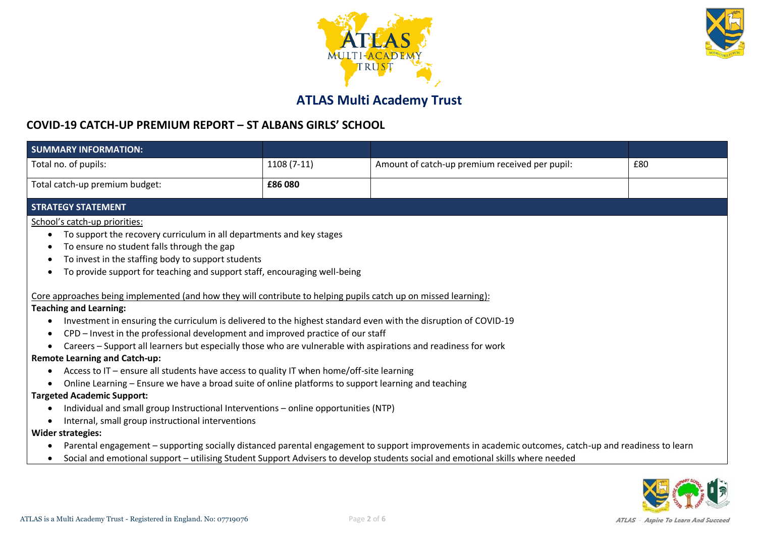# ATLAS Multi Academy Trust

## COVID-19 CATCH-UP PREMIUM REPORT – ST ALBANS GIRLS' SCHOOL

| SUMMARY INFORMATION: | | | |
|---|---|---|---|
| Total no. of pupils: | 1108 (7-11) | Amount of catch-up premium received per pupil: | £80 |
| Total catch-up premium budget: | **£86 080** | | |

### STRATEGY STATEMENT

School's catch-up priorities:

- To support the recovery curriculum in all departments and key stages
- To ensure no student falls through the gap
- To invest in the staffing body to support students
- To provide support for teaching and support staff, encouraging well-being

Core approaches being implemented (and how they will contribute to helping pupils catch up on missed learning):

**Teaching and Learning:**

- Investment in ensuring the curriculum is delivered to the highest standard even with the disruption of COVID-19
- CPD – Invest in the professional development and improved practice of our staff
- Careers – Support all learners but especially those who are vulnerable with aspirations and readiness for work

**Remote Learning and Catch-up:**

- Access to IT – ensure all students have access to quality IT when home/off-site learning
- Online Learning – Ensure we have a broad suite of online platforms to support learning and teaching

**Targeted Academic Support:**

- Individual and small group Instructional Interventions – online opportunities (NTP)
- Internal, small group instructional interventions

**Wider strategies:**

- Parental engagement – supporting socially distanced parental engagement to support improvements in academic outcomes, catch-up and readiness to learn
- Social and emotional support – utilising Student Support Advisers to develop students social and emotional skills where needed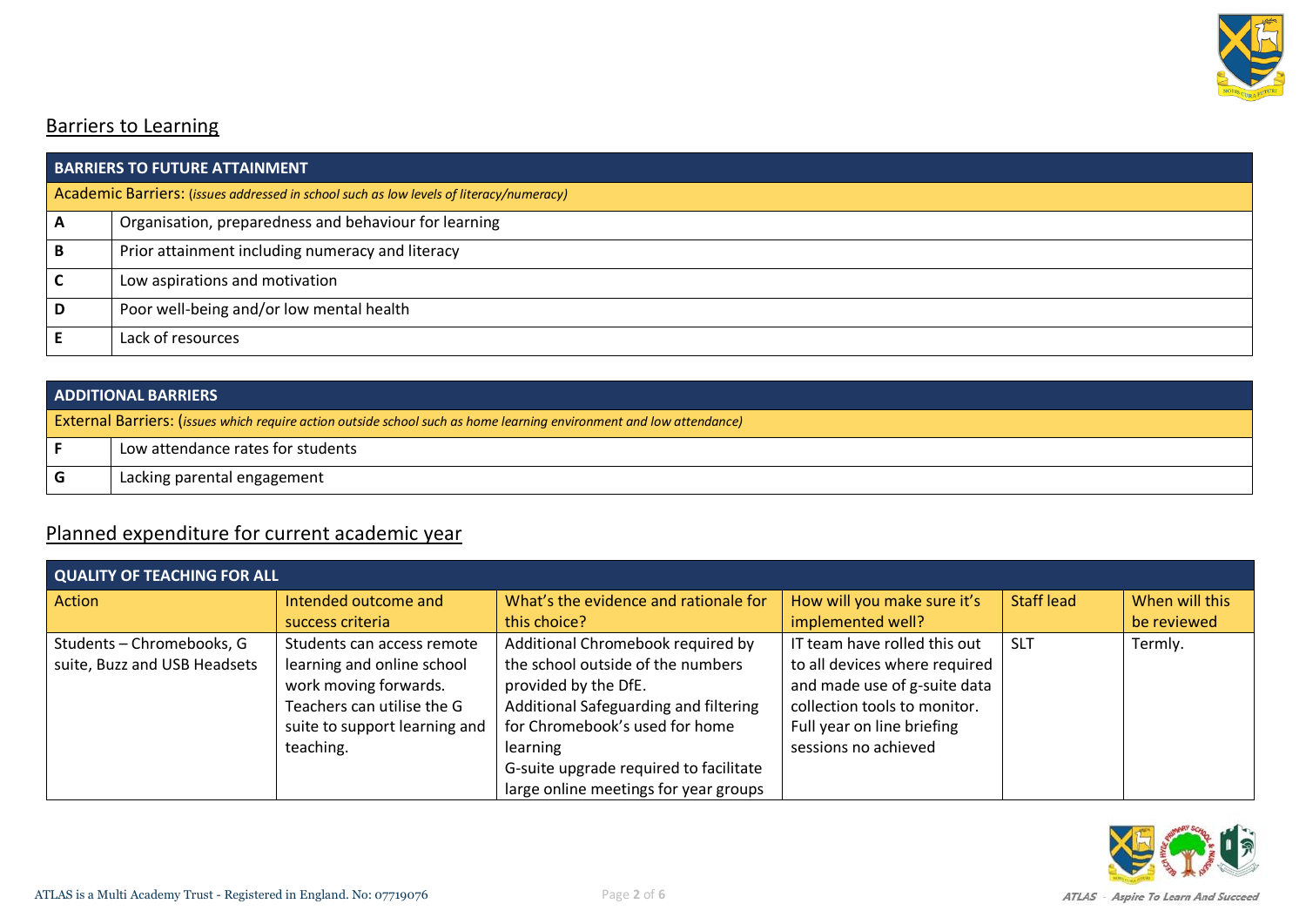## Barriers to Learning

| BARRIERS TO FUTURE ATTAINMENT | |
|---|---|
| Academic Barriers: (*issues addressed in school such as low levels of literacy/numeracy)* | |
| **A** | Organisation, preparedness and behaviour for learning |
| **B** | Prior attainment including numeracy and literacy |
| **C** | Low aspirations and motivation |
| **D** | Poor well-being and/or low mental health |
| **E** | Lack of resources |

| ADDITIONAL BARRIERS | |
|---|---|
| External Barriers: (*issues which require action outside school such as home learning environment and low attendance)* | |
| **F** | Low attendance rates for students |
| **G** | Lacking parental engagement |

## Planned expenditure for current academic year

| QUALITY OF TEACHING FOR ALL | | | | | |
|---|---|---|---|---|---|
| Action | Intended outcome and success criteria | What's the evidence and rationale for this choice? | How will you make sure it's implemented well? | Staff lead | When will this be reviewed |
| Students – Chromebooks, G suite, Buzz and USB Headsets | Students can access remote learning and online school work moving forwards. Teachers can utilise the G suite to support learning and teaching. | Additional Chromebook required by the school outside of the numbers provided by the DfE. Additional Safeguarding and filtering for Chromebook's used for home learning G-suite upgrade required to facilitate large online meetings for year groups | IT team have rolled this out to all devices where required and made use of g-suite data collection tools to monitor. Full year on line briefing sessions no achieved | SLT | Termly. |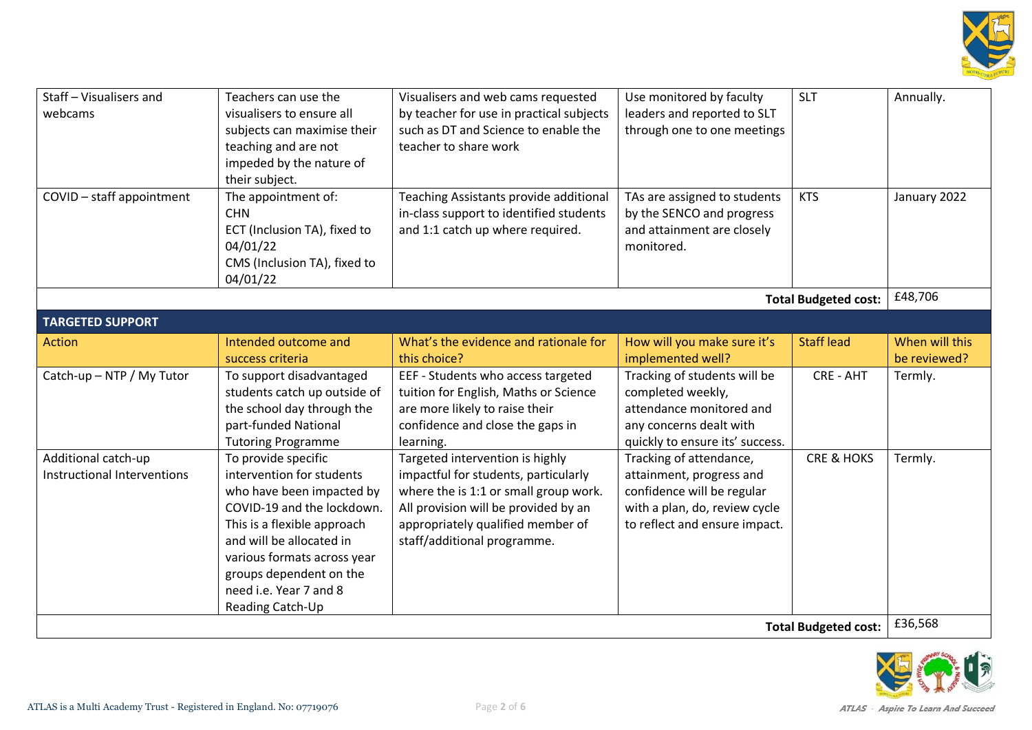| | | | | | |
|---|---|---|---|---|---|
| Staff – Visualisers and webcams | Teachers can use the visualisers to ensure all subjects can maximise their teaching and are not impeded by the nature of their subject. | Visualisers and web cams requested by teacher for use in practical subjects such as DT and Science to enable the teacher to share work | Use monitored by faculty leaders and reported to SLT through one to one meetings | SLT | Annually. |
| COVID – staff appointment | The appointment of:<br>CHN<br>ECT (Inclusion TA), fixed to 04/01/22<br>CMS (Inclusion TA), fixed to 04/01/22 | Teaching Assistants provide additional in-class support to identified students and 1:1 catch up where required. | TAs are assigned to students by the SENCO and progress and attainment are closely monitored. | KTS | January 2022 |
| | | | | **Total Budgeted cost:** | £48,706 |

| **TARGETED SUPPORT** | | | | | |
|---|---|---|---|---|---|
| Action | Intended outcome and success criteria | What's the evidence and rationale for this choice? | How will you make sure it's implemented well? | Staff lead | When will this be reviewed? |
| Catch-up – NTP / My Tutor | To support disadvantaged students catch up outside of the school day through the part-funded National Tutoring Programme | EEF - Students who access targeted tuition for English, Maths or Science are more likely to raise their confidence and close the gaps in learning. | Tracking of students will be completed weekly, attendance monitored and any concerns dealt with quickly to ensure its' success. | CRE - AHT | Termly. |
| Additional catch-up Instructional Interventions | To provide specific intervention for students who have been impacted by COVID-19 and the lockdown. This is a flexible approach and will be allocated in various formats across year groups dependent on the need i.e. Year 7 and 8 Reading Catch-Up | Targeted intervention is highly impactful for students, particularly where the is 1:1 or small group work. All provision will be provided by an appropriately qualified member of staff/additional programme. | Tracking of attendance, attainment, progress and confidence will be regular with a plan, do, review cycle to reflect and ensure impact. | CRE & HOKS | Termly. |
| | | | | **Total Budgeted cost:** | £36,568 |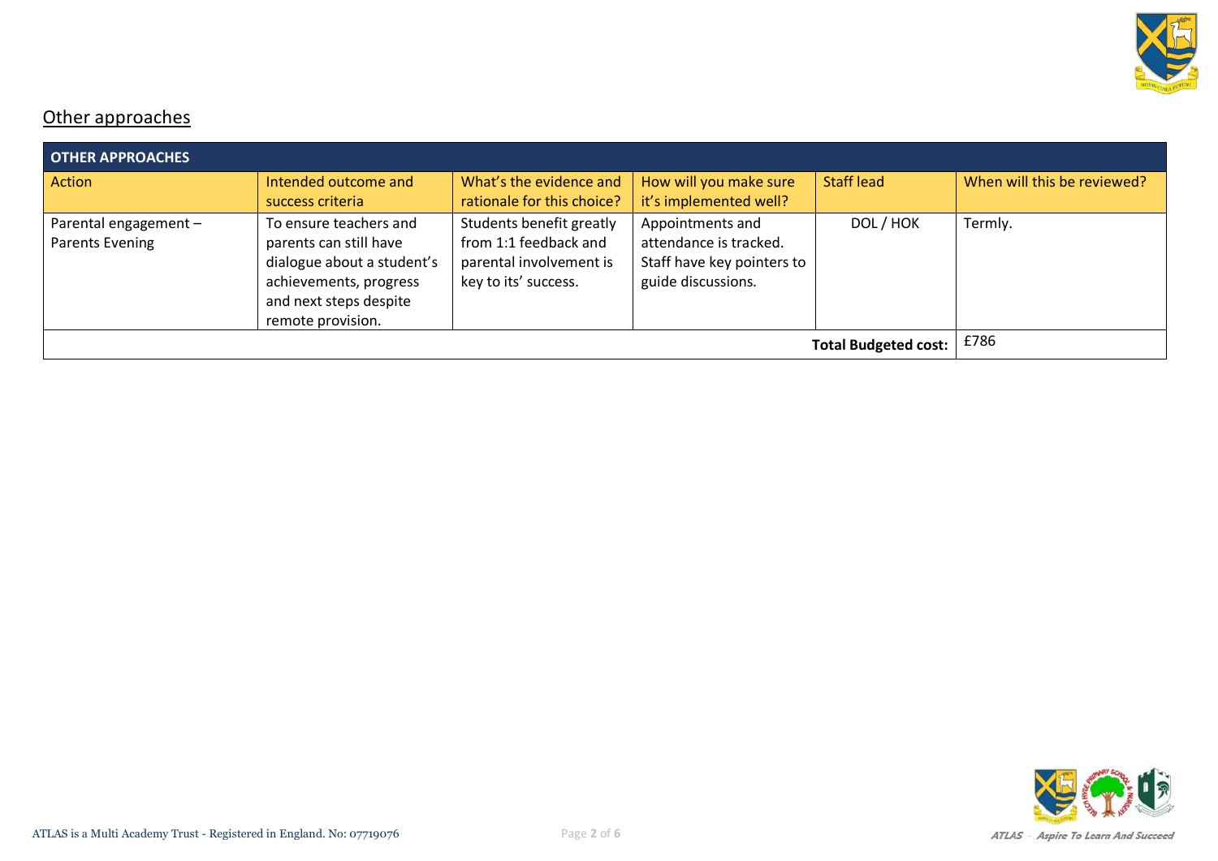## Other approaches

| OTHER APPROACHES | | | | | |
|---|---|---|---|---|---|
| Action | Intended outcome and success criteria | What's the evidence and rationale for this choice? | How will you make sure it's implemented well? | Staff lead | When will this be reviewed? |
| Parental engagement – Parents Evening | To ensure teachers and parents can still have dialogue about a student's achievements, progress and next steps despite remote provision. | Students benefit greatly from 1:1 feedback and parental involvement is key to its' success. | Appointments and attendance is tracked. Staff have key pointers to guide discussions. | DOL / HOK | Termly. |
| | | | | **Total Budgeted cost:** | £786 |